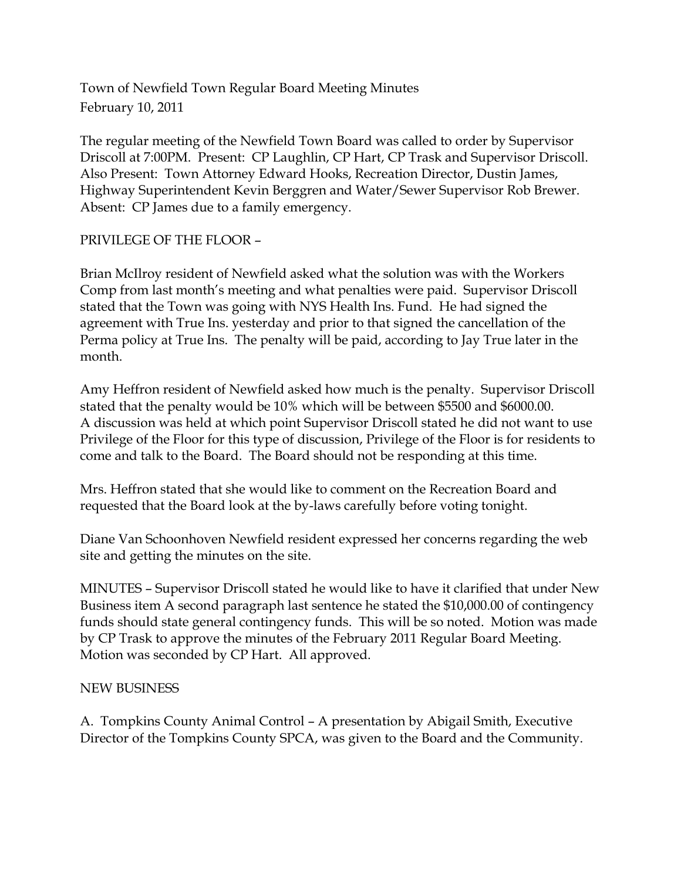Town of Newfield Town Regular Board Meeting Minutes
February 10, 2011

The regular meeting of the Newfield Town Board was called to order by Supervisor Driscoll at 7:00PM. Present: CP Laughlin, CP Hart, CP Trask and Supervisor Driscoll. Also Present: Town Attorney Edward Hooks, Recreation Director, Dustin James, Highway Superintendent Kevin Berggren and Water/Sewer Supervisor Rob Brewer. Absent: CP James due to a family emergency.

PRIVILEGE OF THE FLOOR –

Brian McIlroy resident of Newfield asked what the solution was with the Workers Comp from last month's meeting and what penalties were paid. Supervisor Driscoll stated that the Town was going with NYS Health Ins. Fund. He had signed the agreement with True Ins. yesterday and prior to that signed the cancellation of the Perma policy at True Ins. The penalty will be paid, according to Jay True later in the month.

Amy Heffron resident of Newfield asked how much is the penalty. Supervisor Driscoll stated that the penalty would be 10% which will be between $5500 and $6000.00. A discussion was held at which point Supervisor Driscoll stated he did not want to use Privilege of the Floor for this type of discussion, Privilege of the Floor is for residents to come and talk to the Board. The Board should not be responding at this time.

Mrs. Heffron stated that she would like to comment on the Recreation Board and requested that the Board look at the by-laws carefully before voting tonight.

Diane Van Schoonhoven Newfield resident expressed her concerns regarding the web site and getting the minutes on the site.

MINUTES – Supervisor Driscoll stated he would like to have it clarified that under New Business item A second paragraph last sentence he stated the $10,000.00 of contingency funds should state general contingency funds. This will be so noted. Motion was made by CP Trask to approve the minutes of the February 2011 Regular Board Meeting. Motion was seconded by CP Hart. All approved.

NEW BUSINESS

A. Tompkins County Animal Control – A presentation by Abigail Smith, Executive Director of the Tompkins County SPCA, was given to the Board and the Community.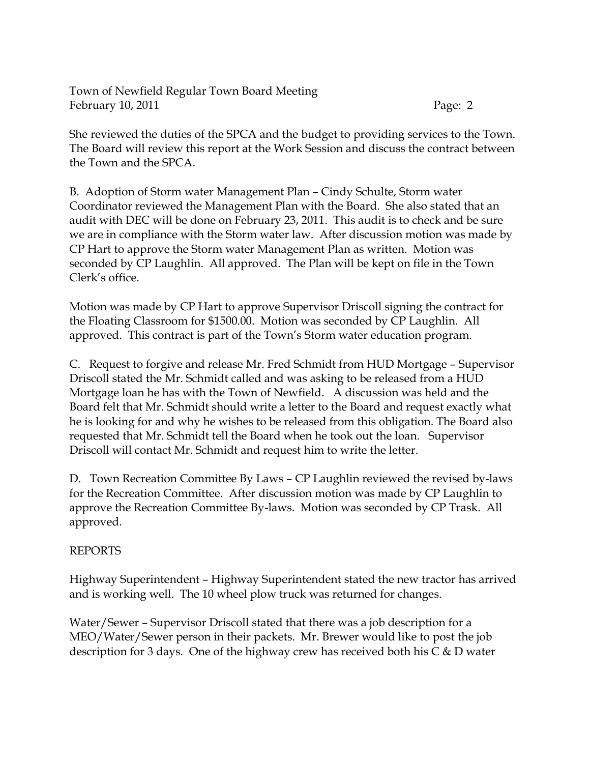She reviewed the duties of the SPCA and the budget to providing services to the Town. The Board will review this report at the Work Session and discuss the contract between the Town and the SPCA.

B. Adoption of Storm water Management Plan – Cindy Schulte, Storm water Coordinator reviewed the Management Plan with the Board. She also stated that an audit with DEC will be done on February 23, 2011. This audit is to check and be sure we are in compliance with the Storm water law. After discussion motion was made by CP Hart to approve the Storm water Management Plan as written. Motion was seconded by CP Laughlin. All approved. The Plan will be kept on file in the Town Clerk's office.

Motion was made by CP Hart to approve Supervisor Driscoll signing the contract for the Floating Classroom for $1500.00. Motion was seconded by CP Laughlin. All approved. This contract is part of the Town's Storm water education program.

C. Request to forgive and release Mr. Fred Schmidt from HUD Mortgage – Supervisor Driscoll stated the Mr. Schmidt called and was asking to be released from a HUD Mortgage loan he has with the Town of Newfield. A discussion was held and the Board felt that Mr. Schmidt should write a letter to the Board and request exactly what he is looking for and why he wishes to be released from this obligation. The Board also requested that Mr. Schmidt tell the Board when he took out the loan. Supervisor Driscoll will contact Mr. Schmidt and request him to write the letter.

D. Town Recreation Committee By Laws – CP Laughlin reviewed the revised by-laws for the Recreation Committee. After discussion motion was made by CP Laughlin to approve the Recreation Committee By-laws. Motion was seconded by CP Trask. All approved.

REPORTS

Highway Superintendent – Highway Superintendent stated the new tractor has arrived and is working well. The 10 wheel plow truck was returned for changes.

Water/Sewer – Supervisor Driscoll stated that there was a job description for a MEO/Water/Sewer person in their packets. Mr. Brewer would like to post the job description for 3 days. One of the highway crew has received both his C & D water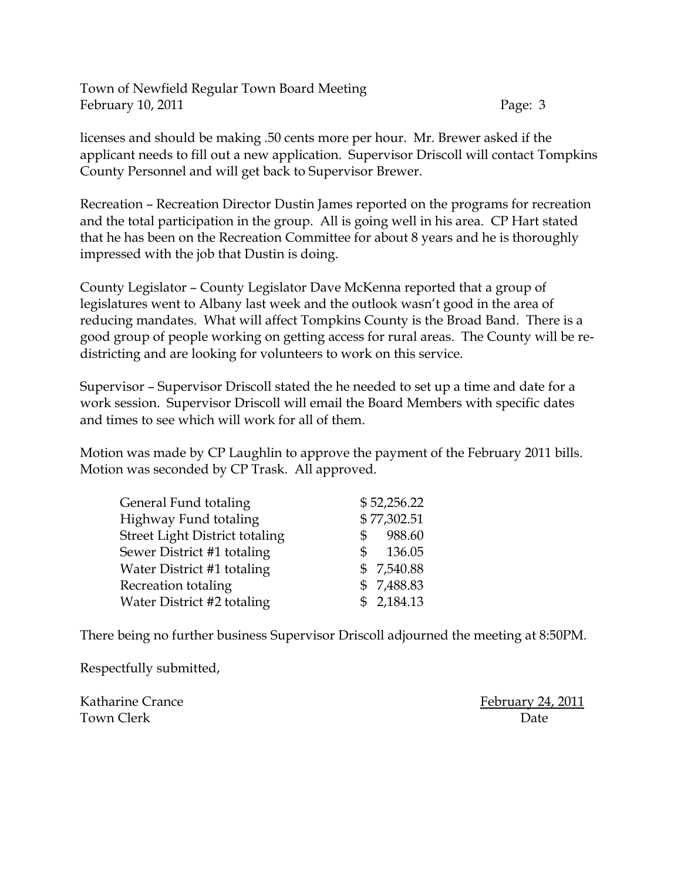licenses and should be making .50 cents more per hour. Mr. Brewer asked if the applicant needs to fill out a new application. Supervisor Driscoll will contact Tompkins County Personnel and will get back to Supervisor Brewer.

Recreation – Recreation Director Dustin James reported on the programs for recreation and the total participation in the group. All is going well in his area. CP Hart stated that he has been on the Recreation Committee for about 8 years and he is thoroughly impressed with the job that Dustin is doing.

County Legislator – County Legislator Dave McKenna reported that a group of legislatures went to Albany last week and the outlook wasn't good in the area of reducing mandates. What will affect Tompkins County is the Broad Band. There is a good group of people working on getting access for rural areas. The County will be re-districting and are looking for volunteers to work on this service.

Supervisor – Supervisor Driscoll stated the he needed to set up a time and date for a work session. Supervisor Driscoll will email the Board Members with specific dates and times to see which will work for all of them.

Motion was made by CP Laughlin to approve the payment of the February 2011 bills. Motion was seconded by CP Trask. All approved.

| | |
|---|---|
| General Fund totaling | $ 52,256.22 |
| Highway Fund totaling | $ 77,302.51 |
| Street Light District totaling | $ 988.60 |
| Sewer District #1 totaling | $ 136.05 |
| Water District #1 totaling | $ 7,540.88 |
| Recreation totaling | $ 7,488.83 |
| Water District #2 totaling | $ 2,184.13 |

There being no further business Supervisor Driscoll adjourned the meeting at 8:50PM.

Respectfully submitted,

Katharine Crance
Town Clerk

February 24, 2011
Date